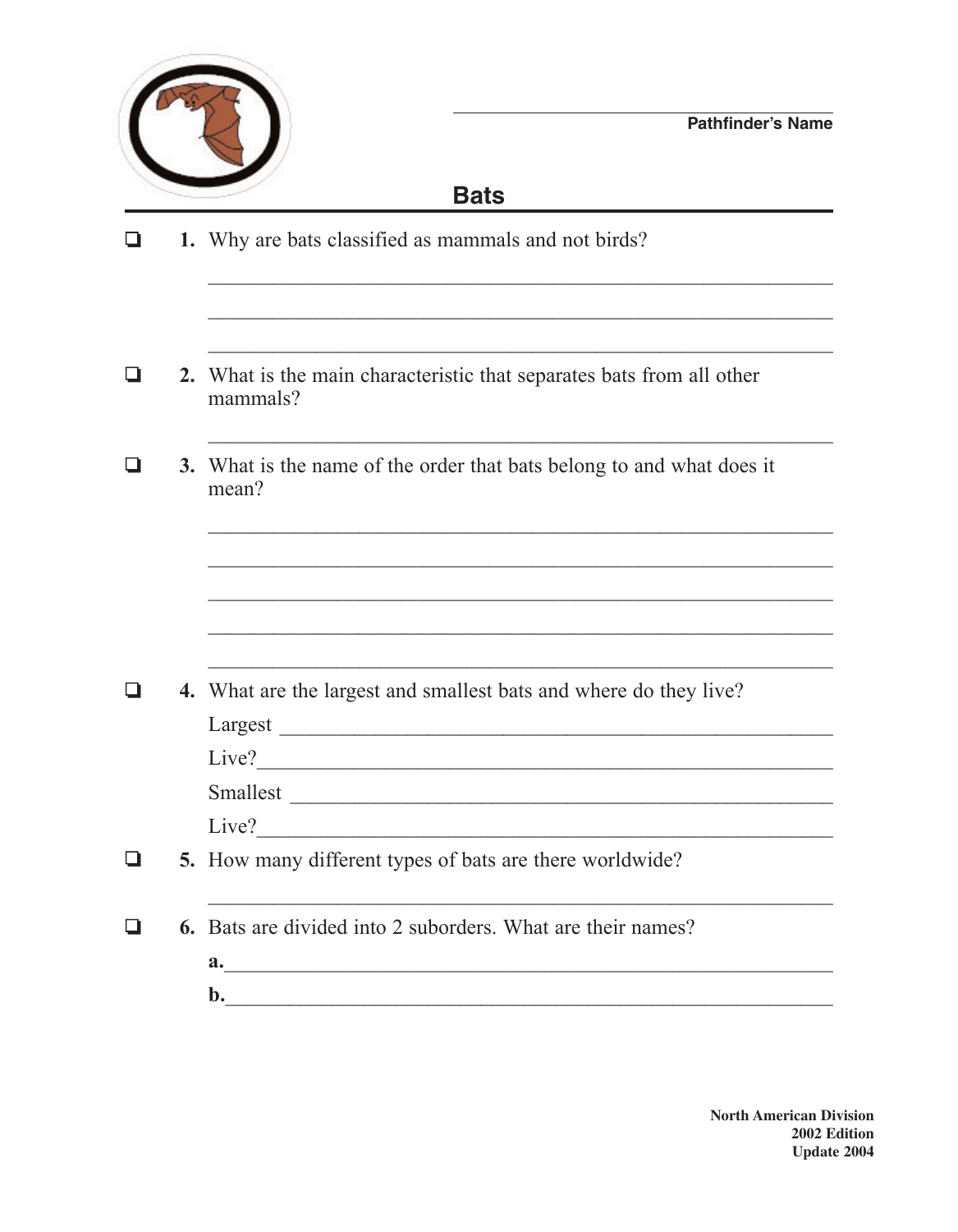Pathfinder's Name

# Bats

❑ **1.** Why are bats classified as mammals and not birds?

\_\_\_\_\_\_\_\_\_\_\_\_\_\_\_\_\_\_\_\_\_\_\_\_\_\_\_\_\_\_\_\_\_\_\_\_\_\_\_\_\_\_\_\_\_\_\_\_\_\_\_\_\_\_\_\_\_\_\_\_

\_\_\_\_\_\_\_\_\_\_\_\_\_\_\_\_\_\_\_\_\_\_\_\_\_\_\_\_\_\_\_\_\_\_\_\_\_\_\_\_\_\_\_\_\_\_\_\_\_\_\_\_\_\_\_\_\_\_\_\_

\_\_\_\_\_\_\_\_\_\_\_\_\_\_\_\_\_\_\_\_\_\_\_\_\_\_\_\_\_\_\_\_\_\_\_\_\_\_\_\_\_\_\_\_\_\_\_\_\_\_\_\_\_\_\_\_\_\_\_\_

❑ **2.** What is the main characteristic that separates bats from all other mammals?

\_\_\_\_\_\_\_\_\_\_\_\_\_\_\_\_\_\_\_\_\_\_\_\_\_\_\_\_\_\_\_\_\_\_\_\_\_\_\_\_\_\_\_\_\_\_\_\_\_\_\_\_\_\_\_\_\_\_\_\_

❑ **3.** What is the name of the order that bats belong to and what does it mean?

\_\_\_\_\_\_\_\_\_\_\_\_\_\_\_\_\_\_\_\_\_\_\_\_\_\_\_\_\_\_\_\_\_\_\_\_\_\_\_\_\_\_\_\_\_\_\_\_\_\_\_\_\_\_\_\_\_\_\_\_

\_\_\_\_\_\_\_\_\_\_\_\_\_\_\_\_\_\_\_\_\_\_\_\_\_\_\_\_\_\_\_\_\_\_\_\_\_\_\_\_\_\_\_\_\_\_\_\_\_\_\_\_\_\_\_\_\_\_\_\_

\_\_\_\_\_\_\_\_\_\_\_\_\_\_\_\_\_\_\_\_\_\_\_\_\_\_\_\_\_\_\_\_\_\_\_\_\_\_\_\_\_\_\_\_\_\_\_\_\_\_\_\_\_\_\_\_\_\_\_\_

\_\_\_\_\_\_\_\_\_\_\_\_\_\_\_\_\_\_\_\_\_\_\_\_\_\_\_\_\_\_\_\_\_\_\_\_\_\_\_\_\_\_\_\_\_\_\_\_\_\_\_\_\_\_\_\_\_\_\_\_

\_\_\_\_\_\_\_\_\_\_\_\_\_\_\_\_\_\_\_\_\_\_\_\_\_\_\_\_\_\_\_\_\_\_\_\_\_\_\_\_\_\_\_\_\_\_\_\_\_\_\_\_\_\_\_\_\_\_\_\_

❑ **4.** What are the largest and smallest bats and where do they live?

Largest \_\_\_\_\_\_\_\_\_\_\_\_\_\_\_\_\_\_\_\_\_\_\_\_\_\_\_\_\_\_\_\_\_\_\_\_\_\_\_\_\_\_\_\_\_\_\_\_\_\_\_\_

Live?\_\_\_\_\_\_\_\_\_\_\_\_\_\_\_\_\_\_\_\_\_\_\_\_\_\_\_\_\_\_\_\_\_\_\_\_\_\_\_\_\_\_\_\_\_\_\_\_\_\_\_\_\_\_\_\_

Smallest \_\_\_\_\_\_\_\_\_\_\_\_\_\_\_\_\_\_\_\_\_\_\_\_\_\_\_\_\_\_\_\_\_\_\_\_\_\_\_\_\_\_\_\_\_\_\_\_\_\_\_

Live?\_\_\_\_\_\_\_\_\_\_\_\_\_\_\_\_\_\_\_\_\_\_\_\_\_\_\_\_\_\_\_\_\_\_\_\_\_\_\_\_\_\_\_\_\_\_\_\_\_\_\_\_\_\_\_\_

❑ **5.** How many different types of bats are there worldwide?

\_\_\_\_\_\_\_\_\_\_\_\_\_\_\_\_\_\_\_\_\_\_\_\_\_\_\_\_\_\_\_\_\_\_\_\_\_\_\_\_\_\_\_\_\_\_\_\_\_\_\_\_\_\_\_\_\_\_\_\_

❑ **6.** Bats are divided into 2 suborders. What are their names?

**a.**\_\_\_\_\_\_\_\_\_\_\_\_\_\_\_\_\_\_\_\_\_\_\_\_\_\_\_\_\_\_\_\_\_\_\_\_\_\_\_\_\_\_\_\_\_\_\_\_\_\_\_\_\_\_\_\_\_\_

**b.**\_\_\_\_\_\_\_\_\_\_\_\_\_\_\_\_\_\_\_\_\_\_\_\_\_\_\_\_\_\_\_\_\_\_\_\_\_\_\_\_\_\_\_\_\_\_\_\_\_\_\_\_\_\_\_\_\_\_

**North American Division**
**2002 Edition**
**Update 2004**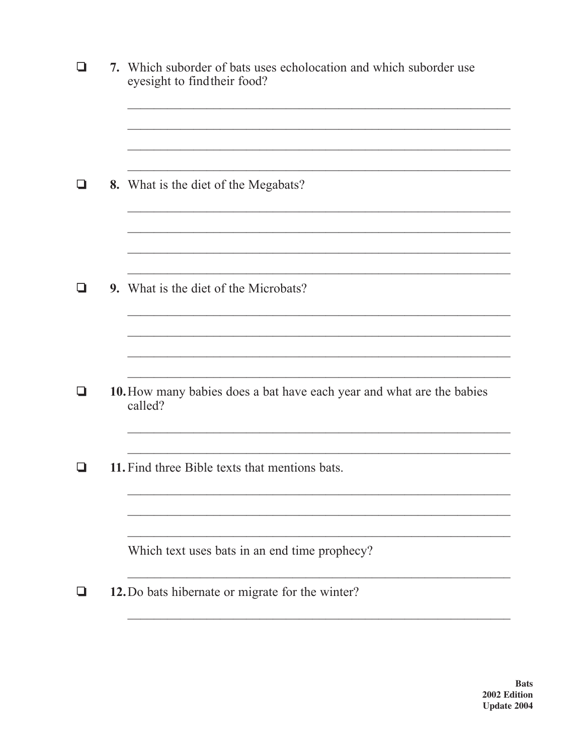- [ ] **7.** Which suborder of bats uses echolocation and which suborder use eyesight to find their food?

____________________________________________________________

____________________________________________________________

____________________________________________________________

____________________________________________________________

- [ ] **8.** What is the diet of the Megabats?

____________________________________________________________

____________________________________________________________

____________________________________________________________

____________________________________________________________

- [ ] **9.** What is the diet of the Microbats?

____________________________________________________________

____________________________________________________________

____________________________________________________________

____________________________________________________________

- [ ] **10.** How many babies does a bat have each year and what are the babies called?

____________________________________________________________

____________________________________________________________

- [ ] **11.** Find three Bible texts that mentions bats.

____________________________________________________________

____________________________________________________________

____________________________________________________________

Which text uses bats in an end time prophecy?

____________________________________________________________

- [ ] **12.** Do bats hibernate or migrate for the winter?

____________________________________________________________

**Bats**
**2002 Edition**
**Update 2004**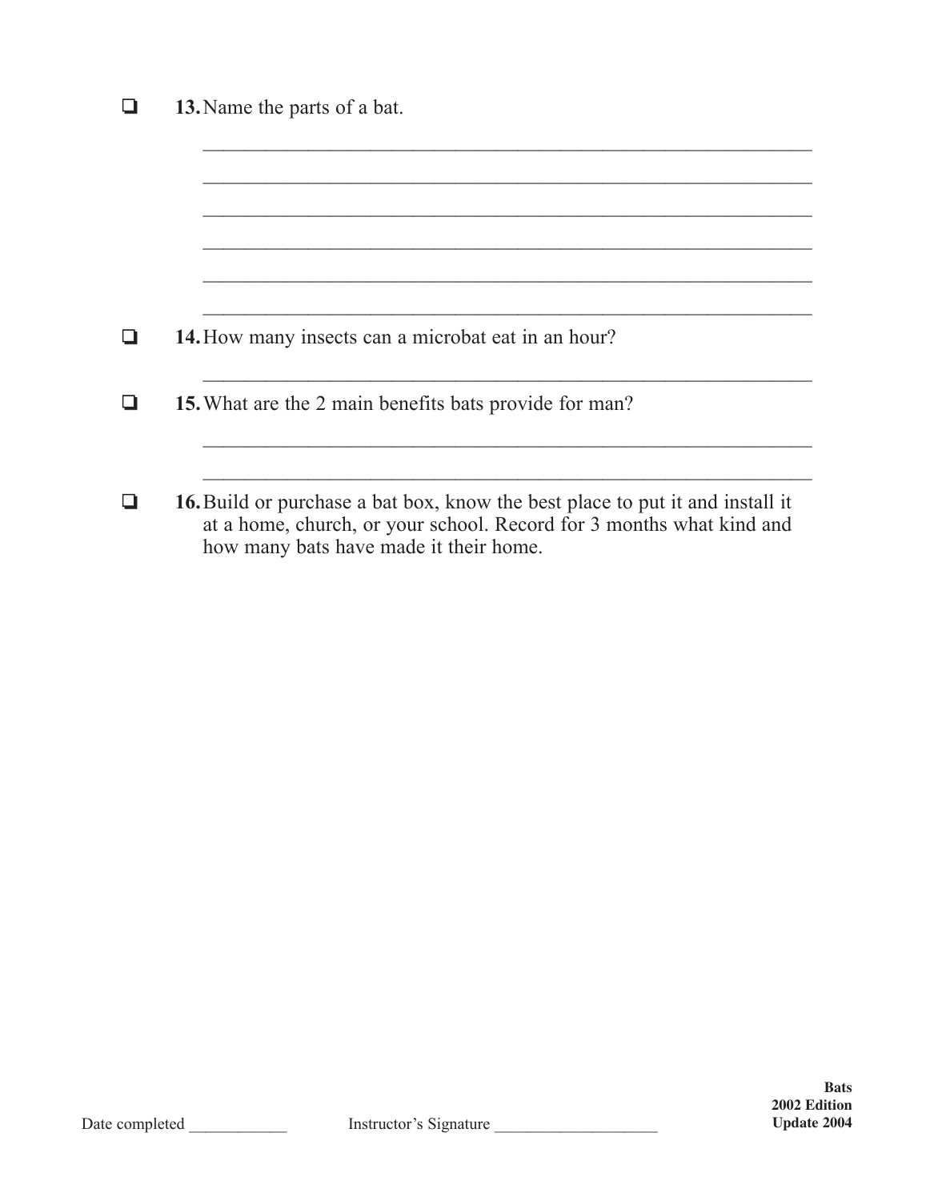- ❑ **13.** Name the parts of a bat.

  ______________________________________________________________

  ______________________________________________________________

  ______________________________________________________________

  ______________________________________________________________

  ______________________________________________________________

  ______________________________________________________________

- ❑ **14.** How many insects can a microbat eat in an hour?

  ______________________________________________________________

- ❑ **15.** What are the 2 main benefits bats provide for man?

  ______________________________________________________________

  ______________________________________________________________

- ❑ **16.** Build or purchase a bat box, know the best place to put it and install it at a home, church, or your school. Record for 3 months what kind and how many bats have made it their home.

Date completed ____________ Instructor's Signature ____________________

**Bats**
**2002 Edition**
**Update 2004**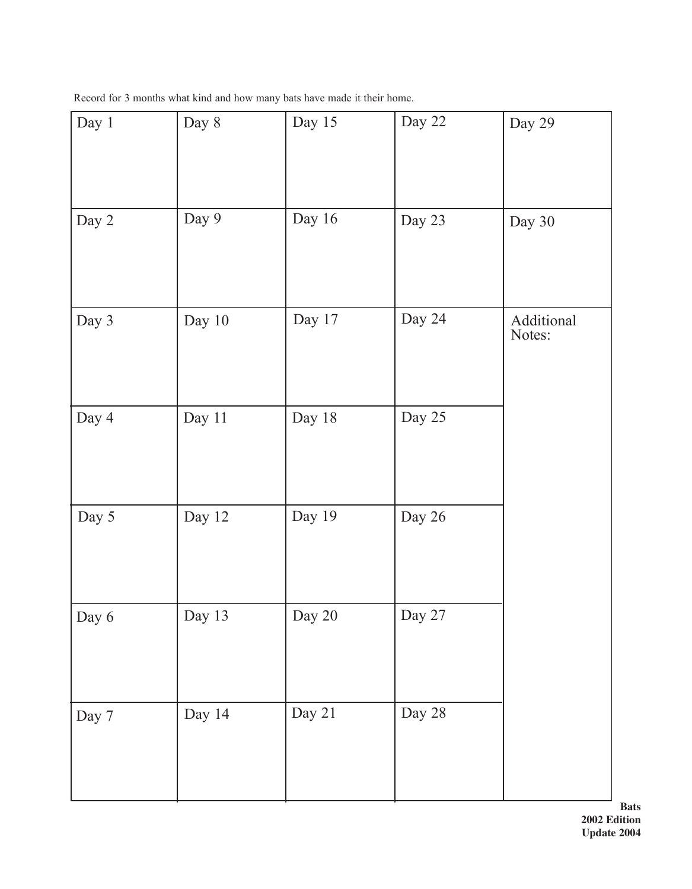Record for 3 months what kind and how many bats have made it their home.

| | | | | |
|---|---|---|---|---|
| Day 1 | Day 8 | Day 15 | Day 22 | Day 29 |
| Day 2 | Day 9 | Day 16 | Day 23 | Day 30 |
| Day 3 | Day 10 | Day 17 | Day 24 | Additional Notes: |
| Day 4 | Day 11 | Day 18 | Day 25 | |
| Day 5 | Day 12 | Day 19 | Day 26 | |
| Day 6 | Day 13 | Day 20 | Day 27 | |
| Day 7 | Day 14 | Day 21 | Day 28 | |

**Bats**
**2002 Edition**
**Update 2004**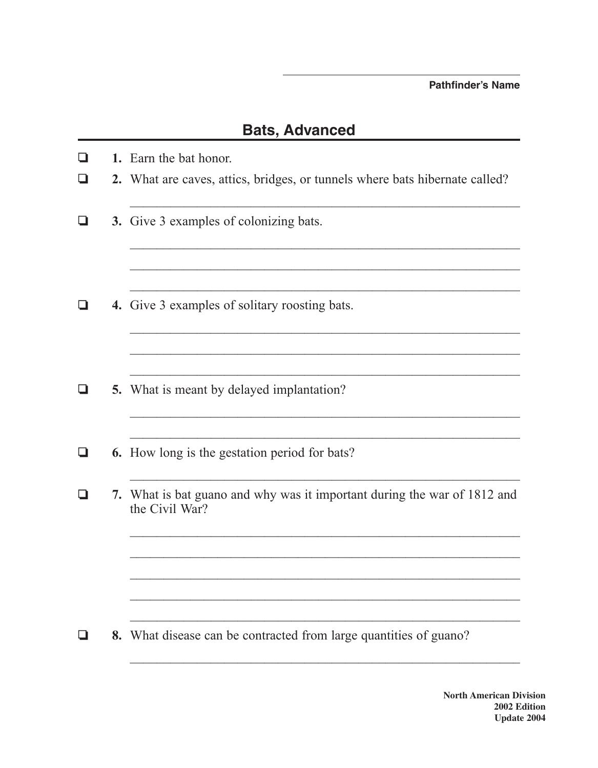Pathfinder's Name

## Bats, Advanced

- ❑ **1.** Earn the bat honor.
- ❑ **2.** What are caves, attics, bridges, or tunnels where bats hibernate called?

  ______________________________________________

- ❑ **3.** Give 3 examples of colonizing bats.

  ______________________________________________

  ______________________________________________

  ______________________________________________

- ❑ **4.** Give 3 examples of solitary roosting bats.

  ______________________________________________

  ______________________________________________

  ______________________________________________

- ❑ **5.** What is meant by delayed implantation?

  ______________________________________________

  ______________________________________________

- ❑ **6.** How long is the gestation period for bats?

  ______________________________________________

- ❑ **7.** What is bat guano and why was it important during the war of 1812 and the Civil War?

  ______________________________________________

  ______________________________________________

  ______________________________________________

  ______________________________________________

  ______________________________________________

- ❑ **8.** What disease can be contracted from large quantities of guano?

  ______________________________________________

**North American Division**
**2002 Edition**
**Update 2004**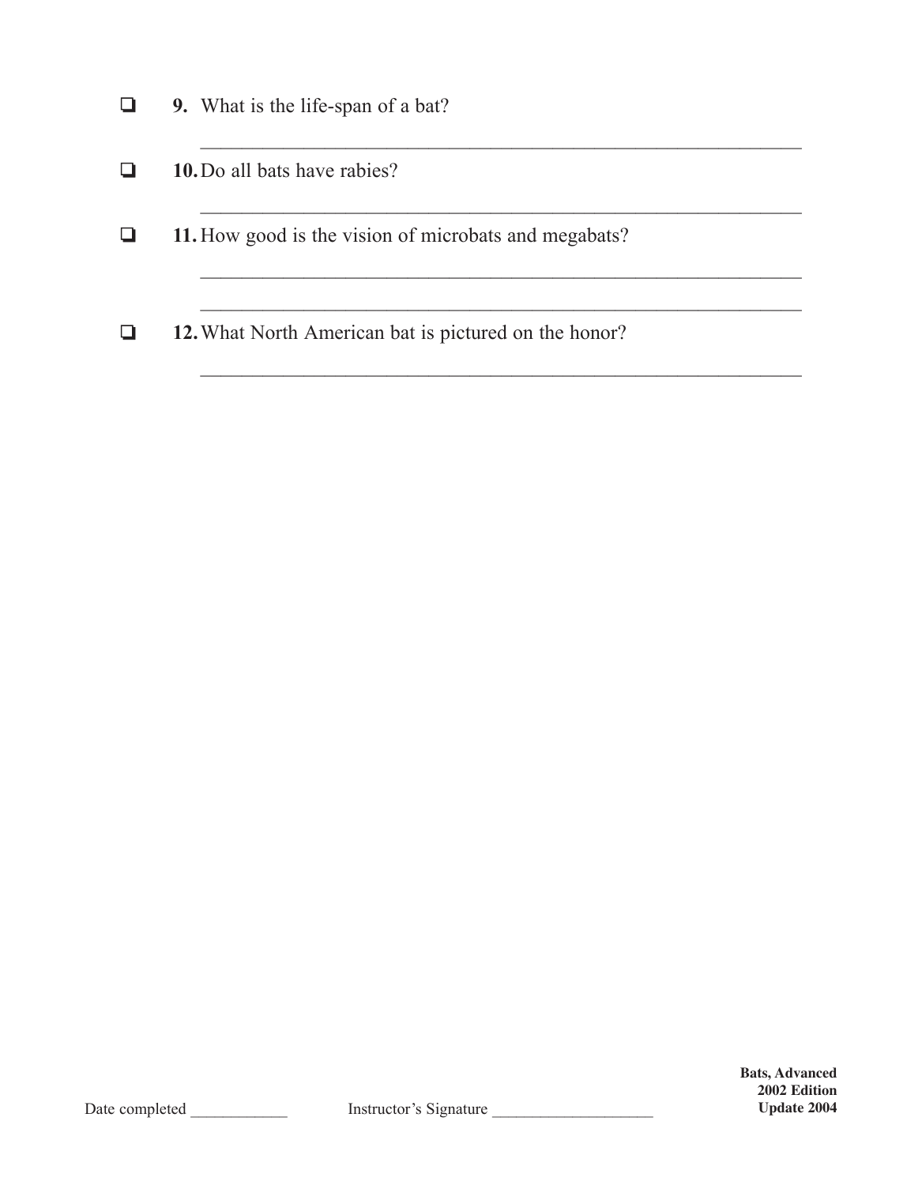- [ ] **9.** What is the life-span of a bat?

_______________________________________________________________

- [ ] **10.** Do all bats have rabies?

_______________________________________________________________

- [ ] **11.** How good is the vision of microbats and megabats?

_______________________________________________________________

_______________________________________________________________

- [ ] **12.** What North American bat is pictured on the honor?

_______________________________________________________________

Date completed ____________ Instructor's Signature ____________________

**Bats, Advanced**
**2002 Edition**
**Update 2004**